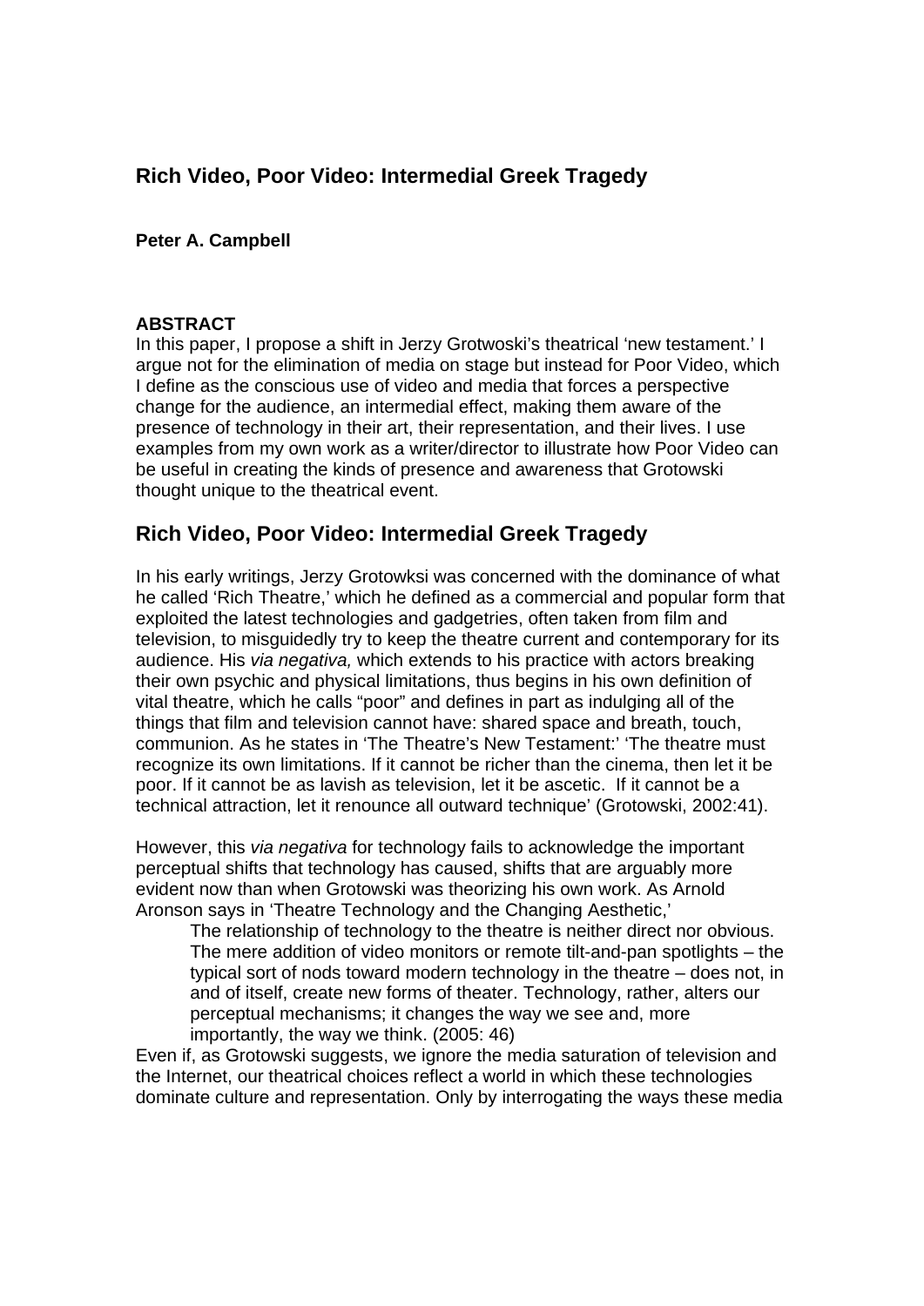# Rich Video, Poor Video: Intermedial Greek Tragedy

**Peter A. Campbell**

**ABSTRACT**

In this paper, I propose a shift in Jerzy Grotwoski's theatrical 'new testament.' I argue not for the elimination of media on stage but instead for Poor Video, which I define as the conscious use of video and media that forces a perspective change for the audience, an intermedial effect, making them aware of the presence of technology in their art, their representation, and their lives. I use examples from my own work as a writer/director to illustrate how Poor Video can be useful in creating the kinds of presence and awareness that Grotowski thought unique to the theatrical event.

## Rich Video, Poor Video: Intermedial Greek Tragedy

In his early writings, Jerzy Grotowksi was concerned with the dominance of what he called 'Rich Theatre,' which he defined as a commercial and popular form that exploited the latest technologies and gadgetries, often taken from film and television, to misguidedly try to keep the theatre current and contemporary for its audience. His *via negativa,* which extends to his practice with actors breaking their own psychic and physical limitations, thus begins in his own definition of vital theatre, which he calls "poor" and defines in part as indulging all of the things that film and television cannot have: shared space and breath, touch, communion. As he states in 'The Theatre's New Testament:' 'The theatre must recognize its own limitations. If it cannot be richer than the cinema, then let it be poor. If it cannot be as lavish as television, let it be ascetic. If it cannot be a technical attraction, let it renounce all outward technique' (Grotowski, 2002:41).

However, this *via negativa* for technology fails to acknowledge the important perceptual shifts that technology has caused, shifts that are arguably more evident now than when Grotowski was theorizing his own work. As Arnold Aronson says in 'Theatre Technology and the Changing Aesthetic,'

> The relationship of technology to the theatre is neither direct nor obvious. The mere addition of video monitors or remote tilt-and-pan spotlights – the typical sort of nods toward modern technology in the theatre – does not, in and of itself, create new forms of theater. Technology, rather, alters our perceptual mechanisms; it changes the way we see and, more importantly, the way we think. (2005: 46)

Even if, as Grotowski suggests, we ignore the media saturation of television and the Internet, our theatrical choices reflect a world in which these technologies dominate culture and representation. Only by interrogating the ways these media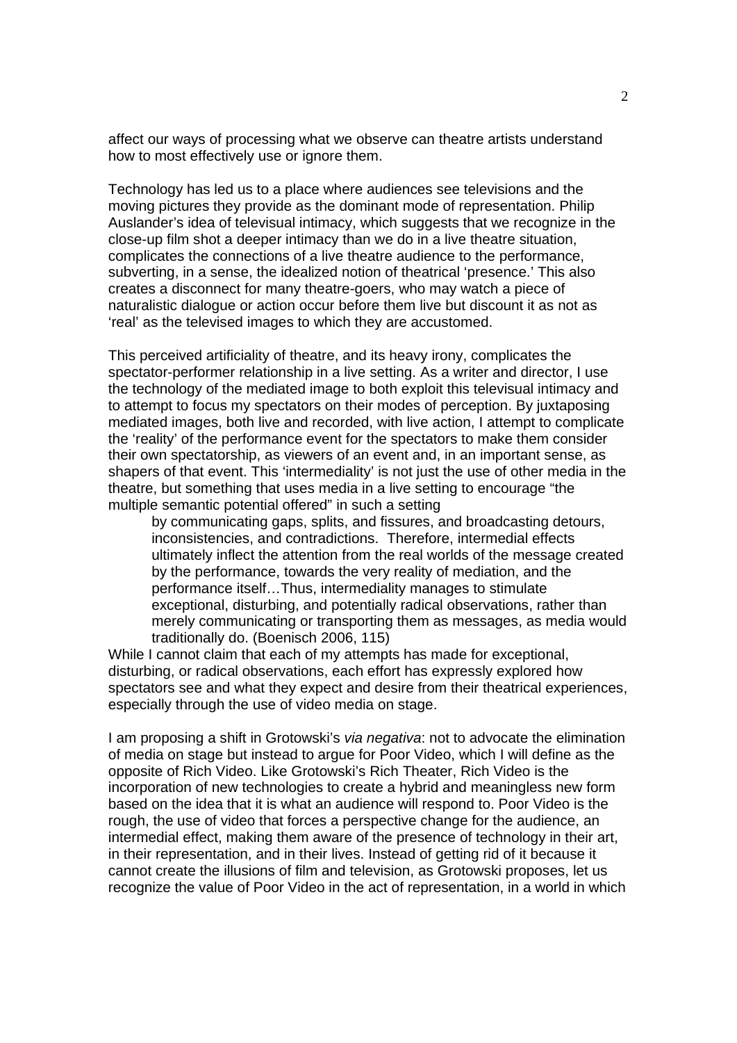affect our ways of processing what we observe can theatre artists understand how to most effectively use or ignore them.

Technology has led us to a place where audiences see televisions and the moving pictures they provide as the dominant mode of representation. Philip Auslander's idea of televisual intimacy, which suggests that we recognize in the close-up film shot a deeper intimacy than we do in a live theatre situation, complicates the connections of a live theatre audience to the performance, subverting, in a sense, the idealized notion of theatrical 'presence.' This also creates a disconnect for many theatre-goers, who may watch a piece of naturalistic dialogue or action occur before them live but discount it as not as 'real' as the televised images to which they are accustomed.

This perceived artificiality of theatre, and its heavy irony, complicates the spectator-performer relationship in a live setting. As a writer and director, I use the technology of the mediated image to both exploit this televisual intimacy and to attempt to focus my spectators on their modes of perception. By juxtaposing mediated images, both live and recorded, with live action, I attempt to complicate the 'reality' of the performance event for the spectators to make them consider their own spectatorship, as viewers of an event and, in an important sense, as shapers of that event. This 'intermediality' is not just the use of other media in the theatre, but something that uses media in a live setting to encourage "the multiple semantic potential offered" in such a setting

> by communicating gaps, splits, and fissures, and broadcasting detours, inconsistencies, and contradictions. Therefore, intermedial effects ultimately inflect the attention from the real worlds of the message created by the performance, towards the very reality of mediation, and the performance itself…Thus, intermediality manages to stimulate exceptional, disturbing, and potentially radical observations, rather than merely communicating or transporting them as messages, as media would traditionally do. (Boenisch 2006, 115)

While I cannot claim that each of my attempts has made for exceptional, disturbing, or radical observations, each effort has expressly explored how spectators see and what they expect and desire from their theatrical experiences, especially through the use of video media on stage.

I am proposing a shift in Grotowski's *via negativa*: not to advocate the elimination of media on stage but instead to argue for Poor Video, which I will define as the opposite of Rich Video. Like Grotowski's Rich Theater, Rich Video is the incorporation of new technologies to create a hybrid and meaningless new form based on the idea that it is what an audience will respond to. Poor Video is the rough, the use of video that forces a perspective change for the audience, an intermedial effect, making them aware of the presence of technology in their art, in their representation, and in their lives. Instead of getting rid of it because it cannot create the illusions of film and television, as Grotowski proposes, let us recognize the value of Poor Video in the act of representation, in a world in which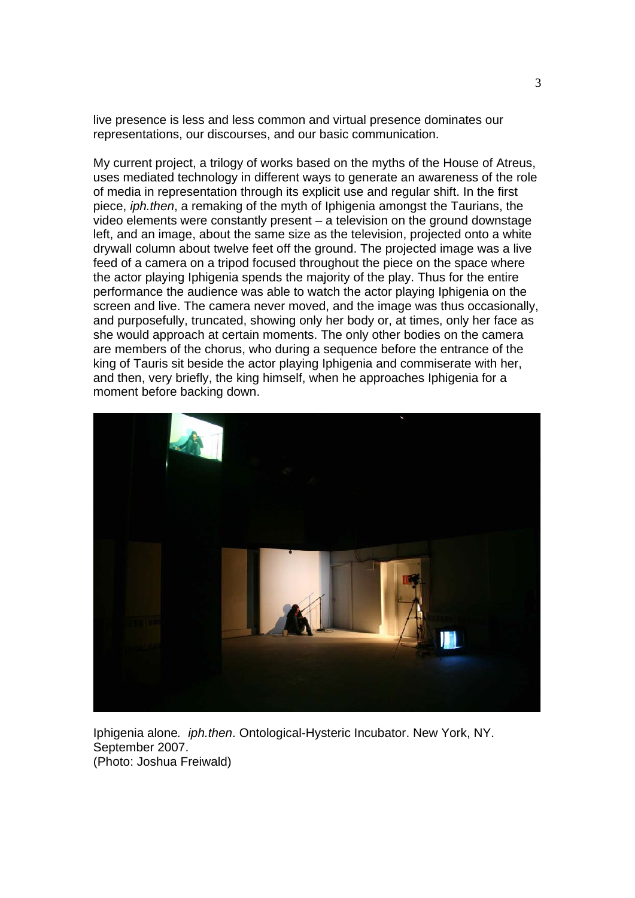live presence is less and less common and virtual presence dominates our representations, our discourses, and our basic communication.

My current project, a trilogy of works based on the myths of the House of Atreus, uses mediated technology in different ways to generate an awareness of the role of media in representation through its explicit use and regular shift. In the first piece, *iph.then*, a remaking of the myth of Iphigenia amongst the Taurians, the video elements were constantly present – a television on the ground downstage left, and an image, about the same size as the television, projected onto a white drywall column about twelve feet off the ground. The projected image was a live feed of a camera on a tripod focused throughout the piece on the space where the actor playing Iphigenia spends the majority of the play. Thus for the entire performance the audience was able to watch the actor playing Iphigenia on the screen and live. The camera never moved, and the image was thus occasionally, and purposefully, truncated, showing only her body or, at times, only her face as she would approach at certain moments. The only other bodies on the camera are members of the chorus, who during a sequence before the entrance of the king of Tauris sit beside the actor playing Iphigenia and commiserate with her, and then, very briefly, the king himself, when he approaches Iphigenia for a moment before backing down.

Iphigenia alone*. iph.then*. Ontological-Hysteric Incubator. New York, NY. September 2007.
(Photo: Joshua Freiwald)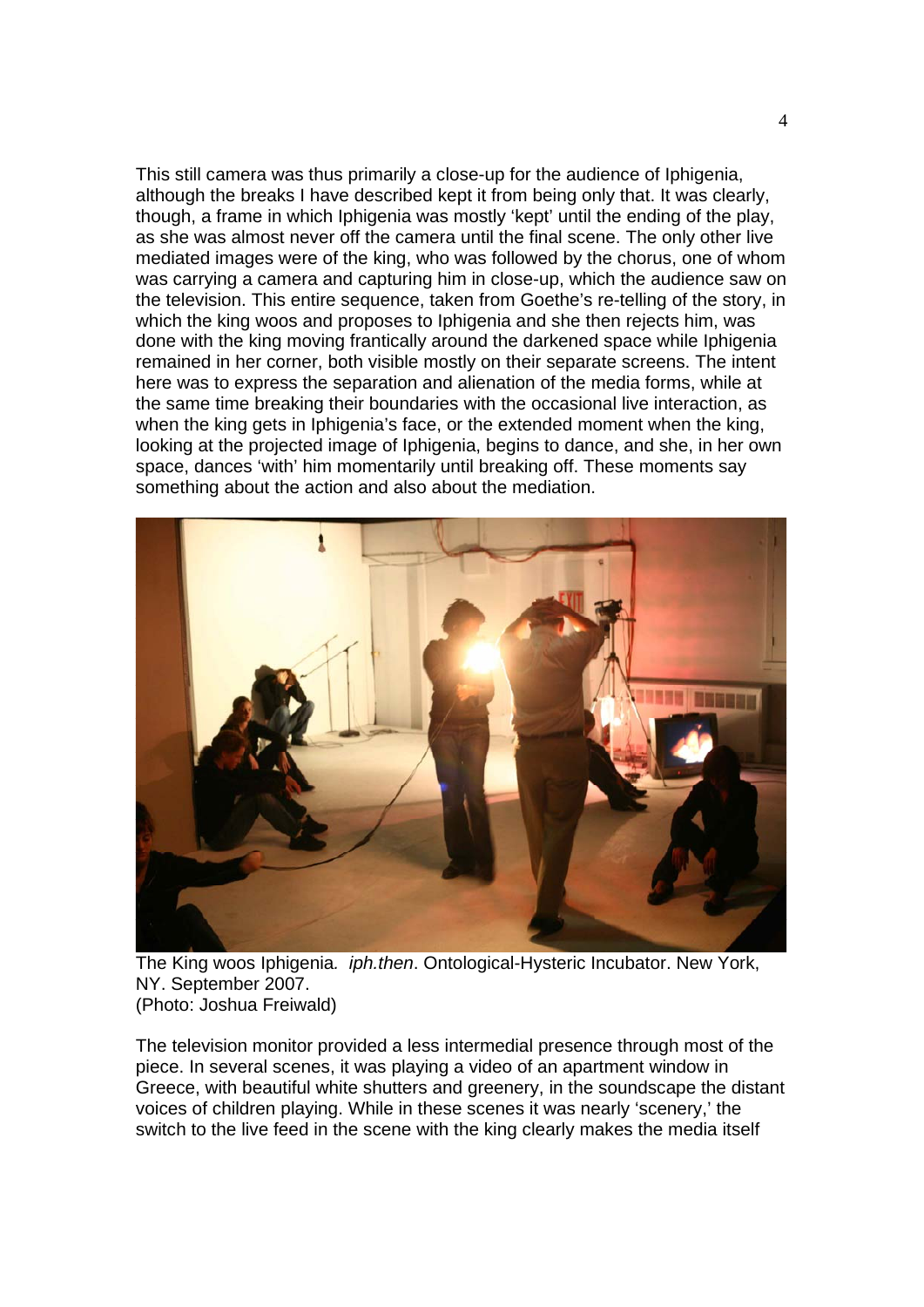This still camera was thus primarily a close-up for the audience of Iphigenia, although the breaks I have described kept it from being only that. It was clearly, though, a frame in which Iphigenia was mostly 'kept' until the ending of the play, as she was almost never off the camera until the final scene. The only other live mediated images were of the king, who was followed by the chorus, one of whom was carrying a camera and capturing him in close-up, which the audience saw on the television. This entire sequence, taken from Goethe's re-telling of the story, in which the king woos and proposes to Iphigenia and she then rejects him, was done with the king moving frantically around the darkened space while Iphigenia remained in her corner, both visible mostly on their separate screens. The intent here was to express the separation and alienation of the media forms, while at the same time breaking their boundaries with the occasional live interaction, as when the king gets in Iphigenia's face, or the extended moment when the king, looking at the projected image of Iphigenia, begins to dance, and she, in her own space, dances 'with' him momentarily until breaking off. These moments say something about the action and also about the mediation.

The King woos Iphigenia. *iph.then*. Ontological-Hysteric Incubator. New York, NY. September 2007.
(Photo: Joshua Freiwald)

The television monitor provided a less intermedial presence through most of the piece. In several scenes, it was playing a video of an apartment window in Greece, with beautiful white shutters and greenery, in the soundscape the distant voices of children playing. While in these scenes it was nearly 'scenery,' the switch to the live feed in the scene with the king clearly makes the media itself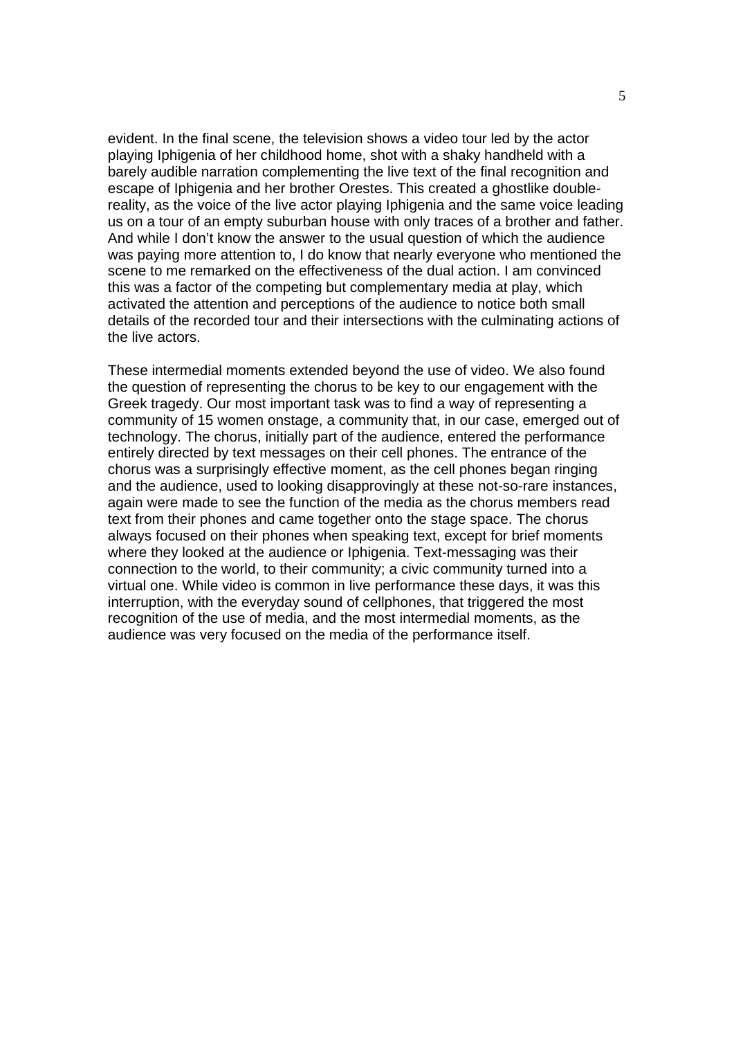evident. In the final scene, the television shows a video tour led by the actor playing Iphigenia of her childhood home, shot with a shaky handheld with a barely audible narration complementing the live text of the final recognition and escape of Iphigenia and her brother Orestes. This created a ghostlike double-reality, as the voice of the live actor playing Iphigenia and the same voice leading us on a tour of an empty suburban house with only traces of a brother and father. And while I don't know the answer to the usual question of which the audience was paying more attention to, I do know that nearly everyone who mentioned the scene to me remarked on the effectiveness of the dual action. I am convinced this was a factor of the competing but complementary media at play, which activated the attention and perceptions of the audience to notice both small details of the recorded tour and their intersections with the culminating actions of the live actors.

These intermedial moments extended beyond the use of video. We also found the question of representing the chorus to be key to our engagement with the Greek tragedy. Our most important task was to find a way of representing a community of 15 women onstage, a community that, in our case, emerged out of technology. The chorus, initially part of the audience, entered the performance entirely directed by text messages on their cell phones. The entrance of the chorus was a surprisingly effective moment, as the cell phones began ringing and the audience, used to looking disapprovingly at these not-so-rare instances, again were made to see the function of the media as the chorus members read text from their phones and came together onto the stage space. The chorus always focused on their phones when speaking text, except for brief moments where they looked at the audience or Iphigenia. Text-messaging was their connection to the world, to their community; a civic community turned into a virtual one. While video is common in live performance these days, it was this interruption, with the everyday sound of cellphones, that triggered the most recognition of the use of media, and the most intermedial moments, as the audience was very focused on the media of the performance itself.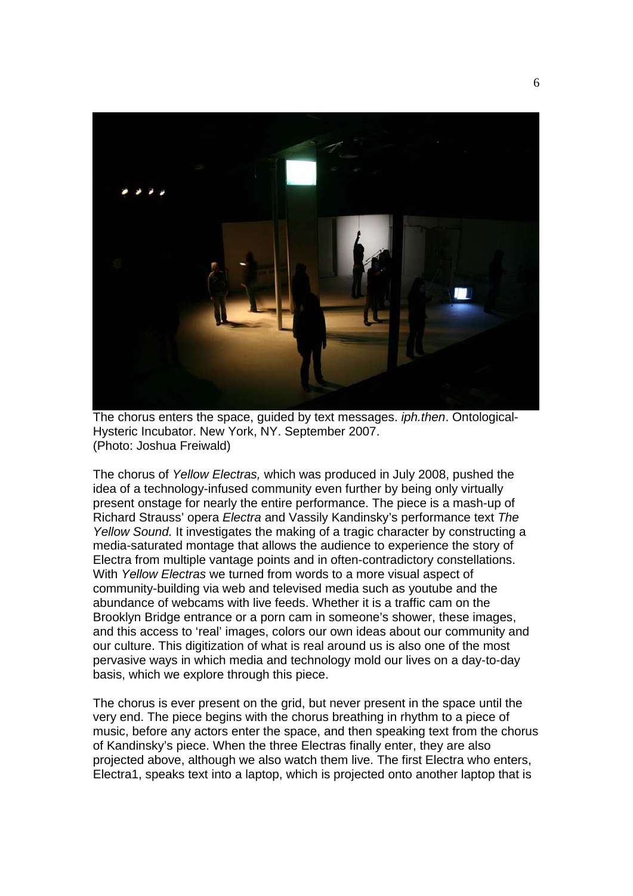The chorus enters the space, guided by text messages. *iph.then*. Ontological-Hysteric Incubator. New York, NY. September 2007. (Photo: Joshua Freiwald)

The chorus of *Yellow Electras,* which was produced in July 2008, pushed the idea of a technology-infused community even further by being only virtually present onstage for nearly the entire performance. The piece is a mash-up of Richard Strauss' opera *Electra* and Vassily Kandinsky's performance text *The Yellow Sound.* It investigates the making of a tragic character by constructing a media-saturated montage that allows the audience to experience the story of Electra from multiple vantage points and in often-contradictory constellations. With *Yellow Electras* we turned from words to a more visual aspect of community-building via web and televised media such as youtube and the abundance of webcams with live feeds. Whether it is a traffic cam on the Brooklyn Bridge entrance or a porn cam in someone's shower, these images, and this access to 'real' images, colors our own ideas about our community and our culture. This digitization of what is real around us is also one of the most pervasive ways in which media and technology mold our lives on a day-to-day basis, which we explore through this piece.

The chorus is ever present on the grid, but never present in the space until the very end. The piece begins with the chorus breathing in rhythm to a piece of music, before any actors enter the space, and then speaking text from the chorus of Kandinsky's piece. When the three Electras finally enter, they are also projected above, although we also watch them live. The first Electra who enters, Electra1, speaks text into a laptop, which is projected onto another laptop that is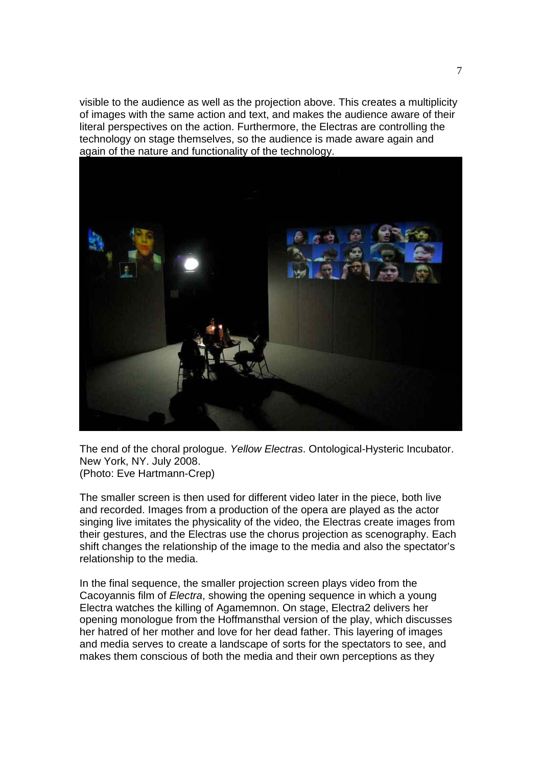visible to the audience as well as the projection above. This creates a multiplicity of images with the same action and text, and makes the audience aware of their literal perspectives on the action. Furthermore, the Electras are controlling the technology on stage themselves, so the audience is made aware again and again of the nature and functionality of the technology.

The end of the choral prologue. *Yellow Electras*. Ontological-Hysteric Incubator. New York, NY. July 2008.
(Photo: Eve Hartmann-Crep)

The smaller screen is then used for different video later in the piece, both live and recorded. Images from a production of the opera are played as the actor singing live imitates the physicality of the video, the Electras create images from their gestures, and the Electras use the chorus projection as scenography. Each shift changes the relationship of the image to the media and also the spectator's relationship to the media.

In the final sequence, the smaller projection screen plays video from the Cacoyannis film of *Electra*, showing the opening sequence in which a young Electra watches the killing of Agamemnon. On stage, Electra2 delivers her opening monologue from the Hoffmansthal version of the play, which discusses her hatred of her mother and love for her dead father. This layering of images and media serves to create a landscape of sorts for the spectators to see, and makes them conscious of both the media and their own perceptions as they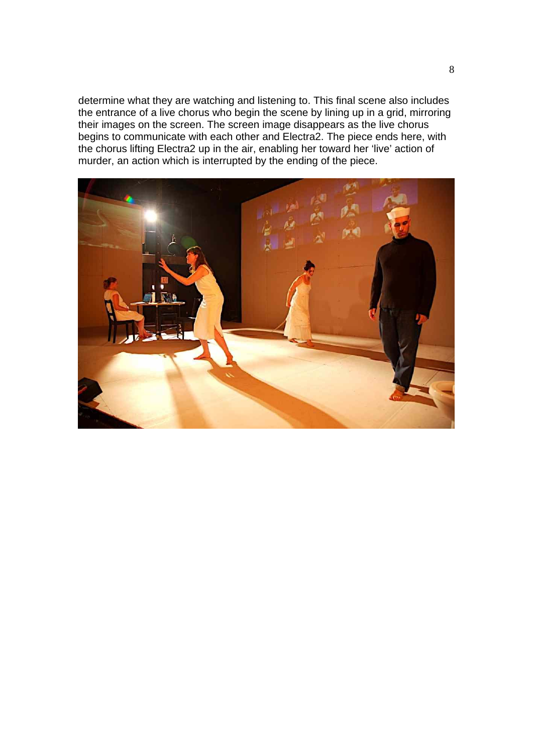determine what they are watching and listening to. This final scene also includes the entrance of a live chorus who begin the scene by lining up in a grid, mirroring their images on the screen. The screen image disappears as the live chorus begins to communicate with each other and Electra2. The piece ends here, with the chorus lifting Electra2 up in the air, enabling her toward her 'live' action of murder, an action which is interrupted by the ending of the piece.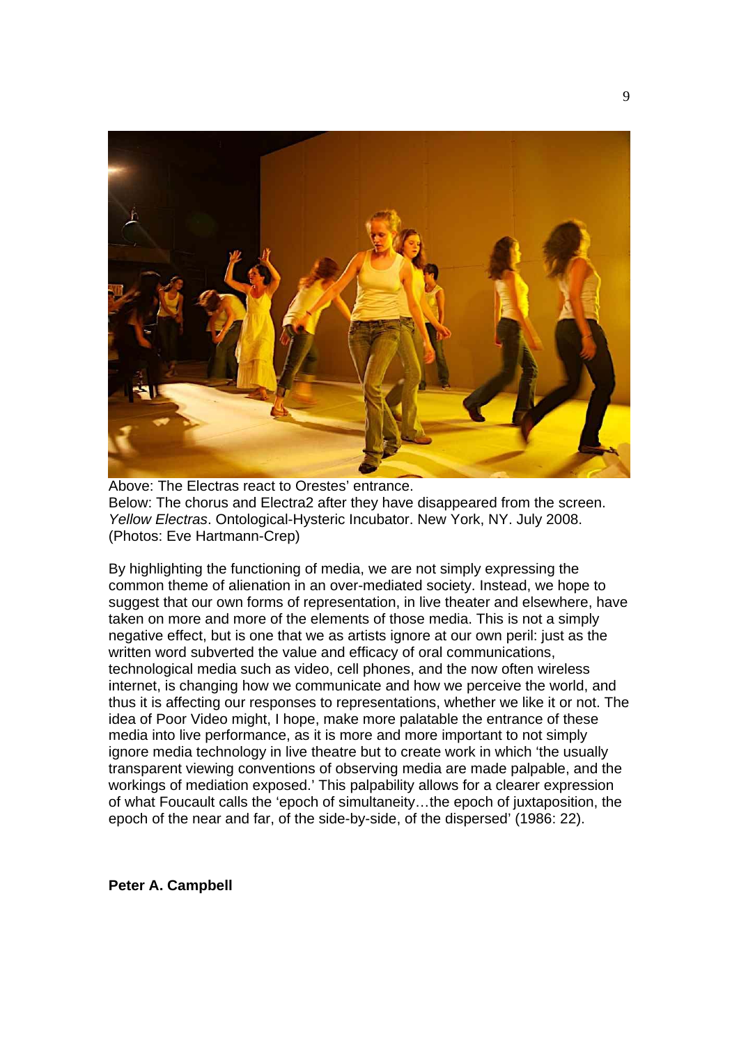Above: The Electras react to Orestes' entrance.
Below: The chorus and Electra2 after they have disappeared from the screen.
*Yellow Electras*. Ontological-Hysteric Incubator. New York, NY. July 2008.
(Photos: Eve Hartmann-Crep)

By highlighting the functioning of media, we are not simply expressing the common theme of alienation in an over-mediated society. Instead, we hope to suggest that our own forms of representation, in live theater and elsewhere, have taken on more and more of the elements of those media. This is not a simply negative effect, but is one that we as artists ignore at our own peril: just as the written word subverted the value and efficacy of oral communications, technological media such as video, cell phones, and the now often wireless internet, is changing how we communicate and how we perceive the world, and thus it is affecting our responses to representations, whether we like it or not. The idea of Poor Video might, I hope, make more palatable the entrance of these media into live performance, as it is more and more important to not simply ignore media technology in live theatre but to create work in which 'the usually transparent viewing conventions of observing media are made palpable, and the workings of mediation exposed.' This palpability allows for a clearer expression of what Foucault calls the 'epoch of simultaneity…the epoch of juxtaposition, the epoch of the near and far, of the side-by-side, of the dispersed' (1986: 22).

**Peter A. Campbell**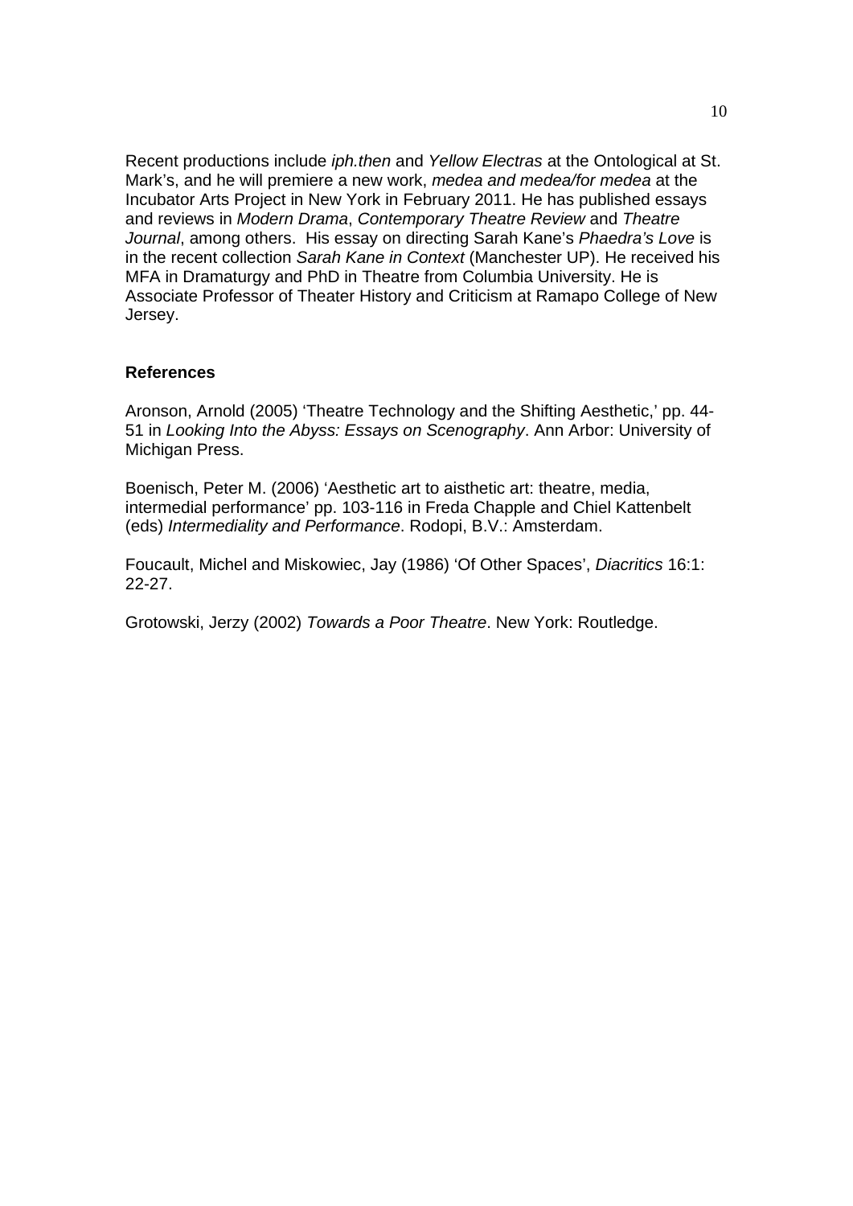Recent productions include *iph.then* and *Yellow Electras* at the Ontological at St. Mark's, and he will premiere a new work, *medea and medea/for medea* at the Incubator Arts Project in New York in February 2011. He has published essays and reviews in *Modern Drama*, *Contemporary Theatre Review* and *Theatre Journal*, among others. His essay on directing Sarah Kane's *Phaedra's Love* is in the recent collection *Sarah Kane in Context* (Manchester UP). He received his MFA in Dramaturgy and PhD in Theatre from Columbia University. He is Associate Professor of Theater History and Criticism at Ramapo College of New Jersey.

**References**

Aronson, Arnold (2005) 'Theatre Technology and the Shifting Aesthetic,' pp. 44-51 in *Looking Into the Abyss: Essays on Scenography*. Ann Arbor: University of Michigan Press.

Boenisch, Peter M. (2006) 'Aesthetic art to aisthetic art: theatre, media, intermedial performance' pp. 103-116 in Freda Chapple and Chiel Kattenbelt (eds) *Intermediality and Performance*. Rodopi, B.V.: Amsterdam.

Foucault, Michel and Miskowiec, Jay (1986) 'Of Other Spaces', *Diacritics* 16:1: 22-27.

Grotowski, Jerzy (2002) *Towards a Poor Theatre*. New York: Routledge.